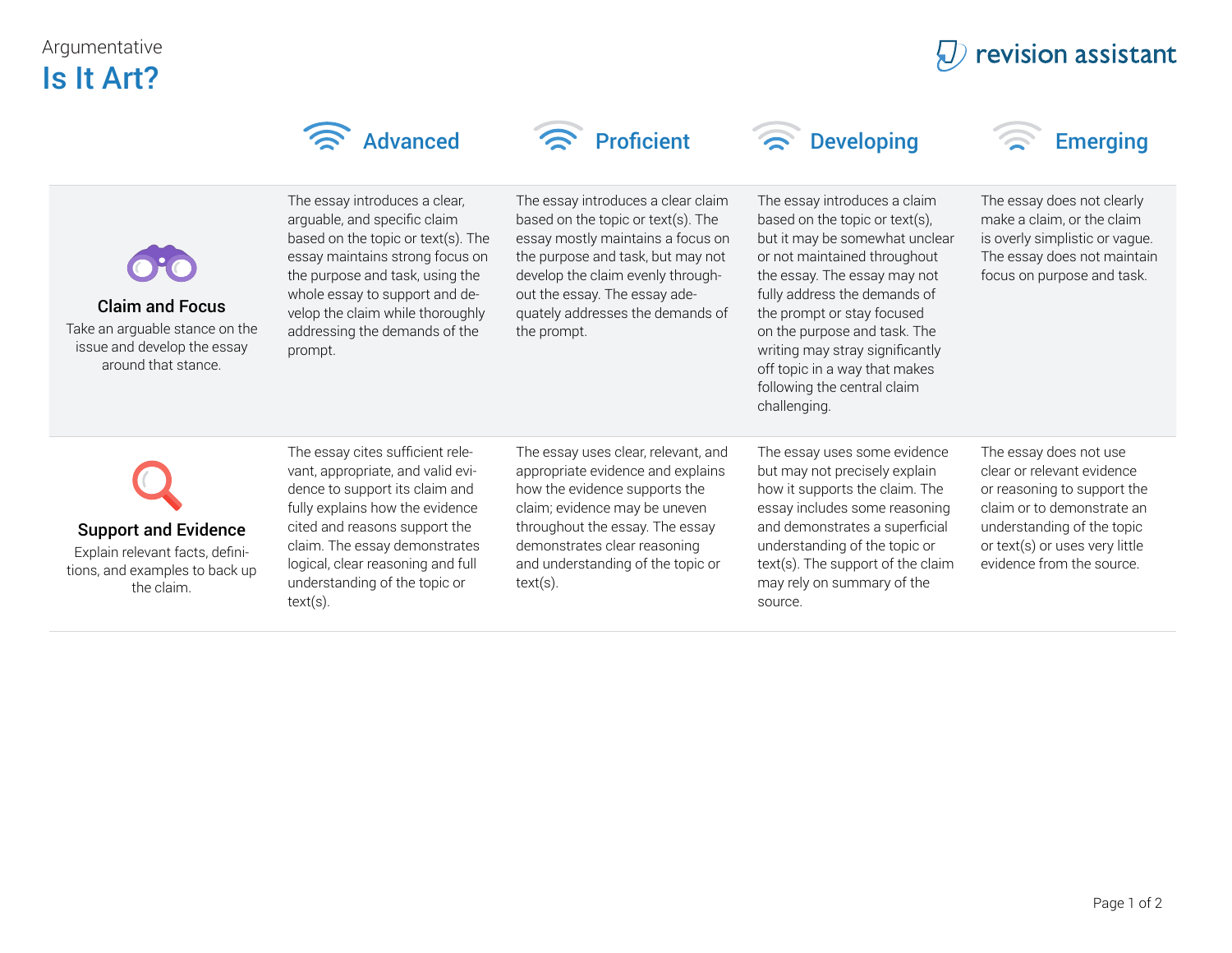Argumentative

# Is It Art?

revision assistant

| | Advanced | Proficient | Developing | Emerging |
| --- | --- | --- | --- | --- |
| **Claim and Focus**<br>Take an arguable stance on the issue and develop the essay around that stance. | The essay introduces a clear, arguable, and specific claim based on the topic or text(s). The essay maintains strong focus on the purpose and task, using the whole essay to support and develop the claim while thoroughly addressing the demands of the prompt. | The essay introduces a clear claim based on the topic or text(s). The essay mostly maintains a focus on the purpose and task, but may not develop the claim evenly throughout the essay. The essay adequately addresses the demands of the prompt. | The essay introduces a claim based on the topic or text(s), but it may be somewhat unclear or not maintained throughout the essay. The essay may not fully address the demands of the prompt or stay focused on the purpose and task. The writing may stray significantly off topic in a way that makes following the central claim challenging. | The essay does not clearly make a claim, or the claim is overly simplistic or vague. The essay does not maintain focus on purpose and task. |
| **Support and Evidence**<br>Explain relevant facts, definitions, and examples to back up the claim. | The essay cites sufficient relevant, appropriate, and valid evidence to support its claim and fully explains how the evidence cited and reasons support the claim. The essay demonstrates logical, clear reasoning and full understanding of the topic or text(s). | The essay uses clear, relevant, and appropriate evidence and explains how the evidence supports the claim; evidence may be uneven throughout the essay. The essay demonstrates clear reasoning and understanding of the topic or text(s). | The essay uses some evidence but may not precisely explain how it supports the claim. The essay includes some reasoning and demonstrates a superficial understanding of the topic or text(s). The support of the claim may rely on summary of the source. | The essay does not use clear or relevant evidence or reasoning to support the claim or to demonstrate an understanding of the topic or text(s) or uses very little evidence from the source. |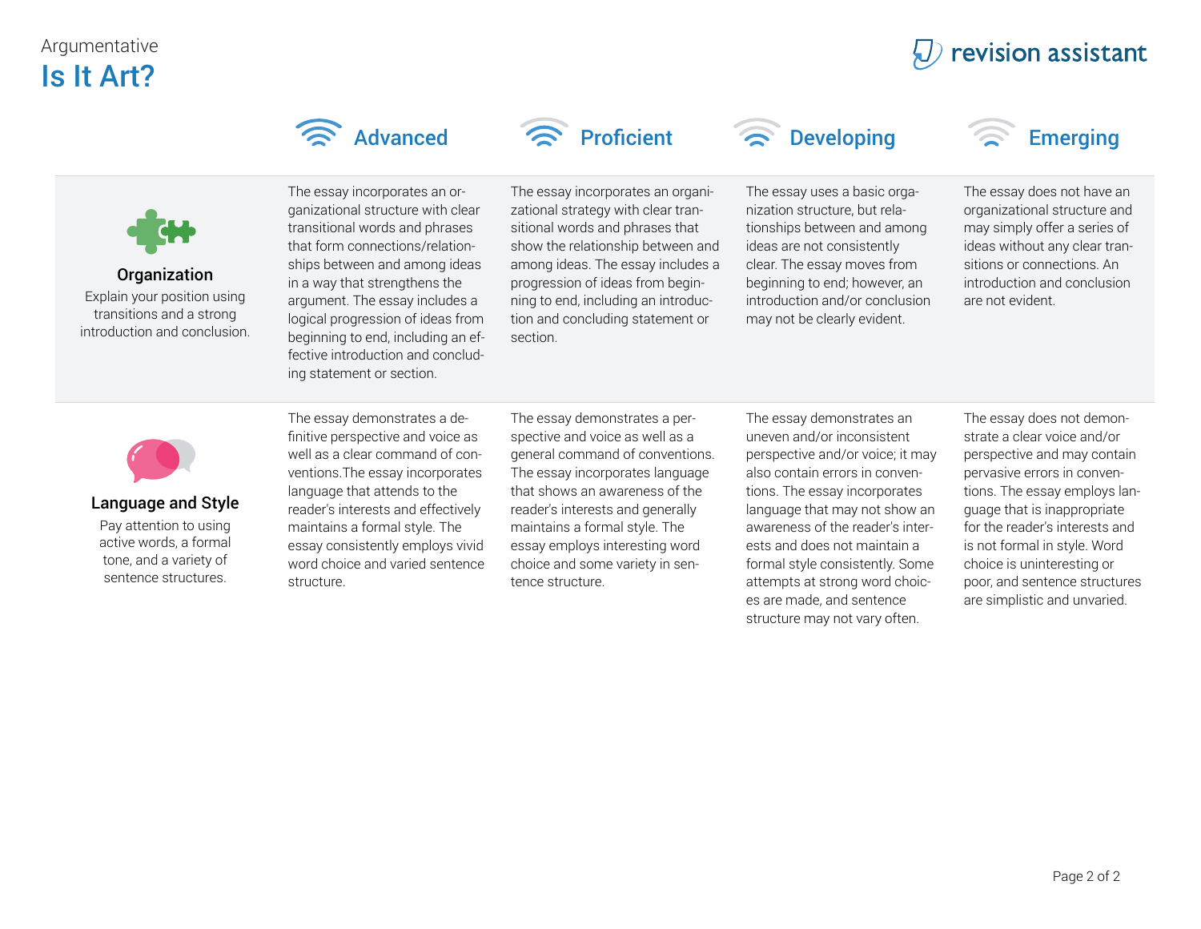Argumentative

# Is It Art?

| | Advanced | Proficient | Developing | Emerging |
|---|---|---|---|---|
| **Organization**<br>Explain your position using transitions and a strong introduction and conclusion. | The essay incorporates an organizational structure with clear transitional words and phrases that form connections/relationships between and among ideas in a way that strengthens the argument. The essay includes a logical progression of ideas from beginning to end, including an effective introduction and concluding statement or section. | The essay incorporates an organizational strategy with clear transitional words and phrases that show the relationship between and among ideas. The essay includes a progression of ideas from beginning to end, including an introduction and concluding statement or section. | The essay uses a basic organization structure, but relationships between and among ideas are not consistently clear. The essay moves from beginning to end; however, an introduction and/or conclusion may not be clearly evident. | The essay does not have an organizational structure and may simply offer a series of ideas without any clear transitions or connections. An introduction and conclusion are not evident. |
| **Language and Style**<br>Pay attention to using active words, a formal tone, and a variety of sentence structures. | The essay demonstrates a definitive perspective and voice as well as a clear command of conventions.The essay incorporates language that attends to the reader's interests and effectively maintains a formal style. The essay consistently employs vivid word choice and varied sentence structure. | The essay demonstrates a perspective and voice as well as a general command of conventions. The essay incorporates language that shows an awareness of the reader's interests and generally maintains a formal style. The essay employs interesting word choice and some variety in sentence structure. | The essay demonstrates an uneven and/or inconsistent perspective and/or voice; it may also contain errors in conventions. The essay incorporates language that may not show an awareness of the reader's interests and does not maintain a formal style consistently. Some attempts at strong word choices are made, and sentence structure may not vary often. | The essay does not demonstrate a clear voice and/or perspective and may contain pervasive errors in conventions. The essay employs language that is inappropriate for the reader's interests and is not formal in style. Word choice is uninteresting or poor, and sentence structures are simplistic and unvaried. |